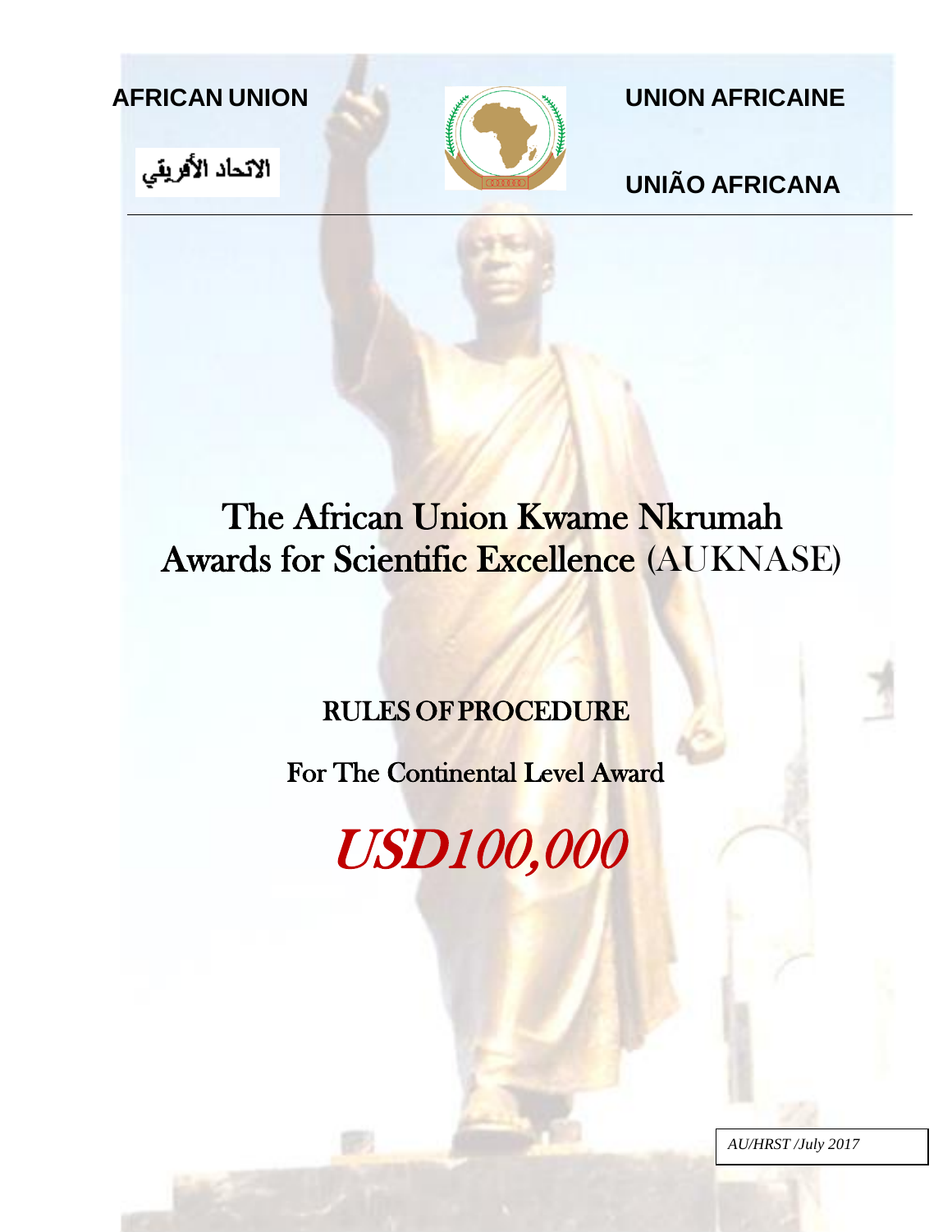**AFRICAN UNION** **UNION AFRICAINE**

الاتحاد الأفريقي

**UNIÃO AFRICANA**

# The African Union Kwame Nkrumah Awards for Scientific Excellence (AUKNASE)

## RULES OF PROCEDURE

### For The Continental Level Award

# *USD100,000*

*AU/HRST /July 2017*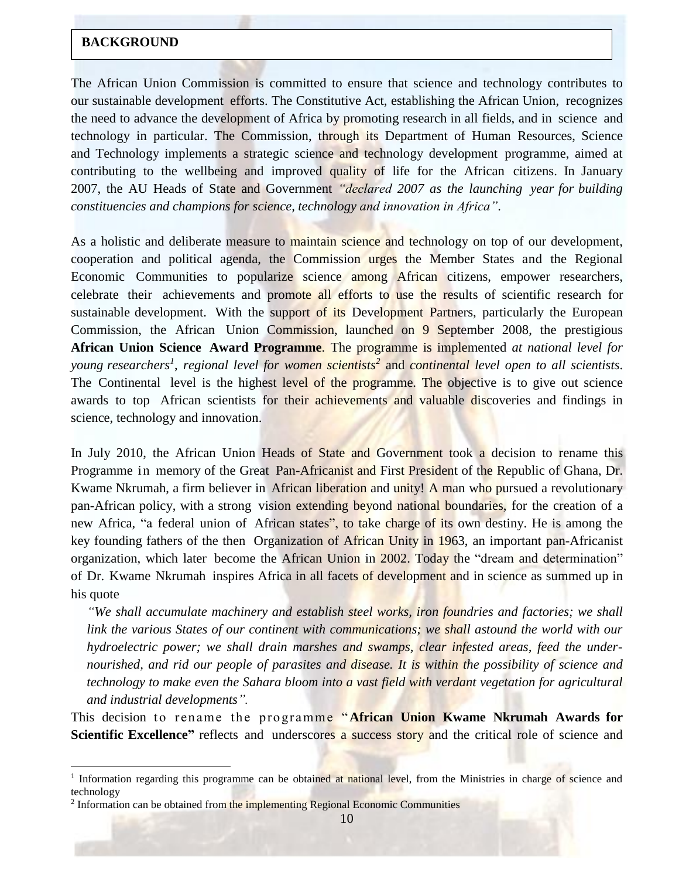## BACKGROUND

The African Union Commission is committed to ensure that science and technology contributes to our sustainable development efforts. The Constitutive Act, establishing the African Union, recognizes the need to advance the development of Africa by promoting research in all fields, and in science and technology in particular. The Commission, through its Department of Human Resources, Science and Technology implements a strategic science and technology development programme, aimed at contributing to the wellbeing and improved quality of life for the African citizens. In January 2007, the AU Heads of State and Government *"declared 2007 as the launching year for building constituencies and champions for science, technology and innovation in Africa"*.

As a holistic and deliberate measure to maintain science and technology on top of our development, cooperation and political agenda, the Commission urges the Member States and the Regional Economic Communities to popularize science among African citizens, empower researchers, celebrate their achievements and promote all efforts to use the results of scientific research for sustainable development. With the support of its Development Partners, particularly the European Commission, the African Union Commission, launched on 9 September 2008, the prestigious **African Union Science Award Programme**. The programme is implemented *at national level for young researchers*[1], *regional level for women scientists*[2] and *continental level open to all scientists*. The Continental level is the highest level of the programme. The objective is to give out science awards to top African scientists for their achievements and valuable discoveries and findings in science, technology and innovation.

In July 2010, the African Union Heads of State and Government took a decision to rename this Programme in memory of the Great Pan-Africanist and First President of the Republic of Ghana, Dr. Kwame Nkrumah, a firm believer in African liberation and unity! A man who pursued a revolutionary pan-African policy, with a strong vision extending beyond national boundaries, for the creation of a new Africa, "a federal union of African states", to take charge of its own destiny. He is among the key founding fathers of the then Organization of African Unity in 1963, an important pan-Africanist organization, which later become the African Union in 2002. Today the "dream and determination" of Dr. Kwame Nkrumah inspires Africa in all facets of development and in science as summed up in his quote

> *"We shall accumulate machinery and establish steel works, iron foundries and factories; we shall link the various States of our continent with communications; we shall astound the world with our hydroelectric power; we shall drain marshes and swamps, clear infested areas, feed the under-nourished, and rid our people of parasites and disease. It is within the possibility of science and technology to make even the Sahara bloom into a vast field with verdant vegetation for agricultural and industrial developments".*

This decision to rename the programme "**African Union Kwame Nkrumah Awards for Scientific Excellence"** reflects and underscores a success story and the critical role of science and

---

[1] Information regarding this programme can be obtained at national level, from the Ministries in charge of science and technology

[2] Information can be obtained from the implementing Regional Economic Communities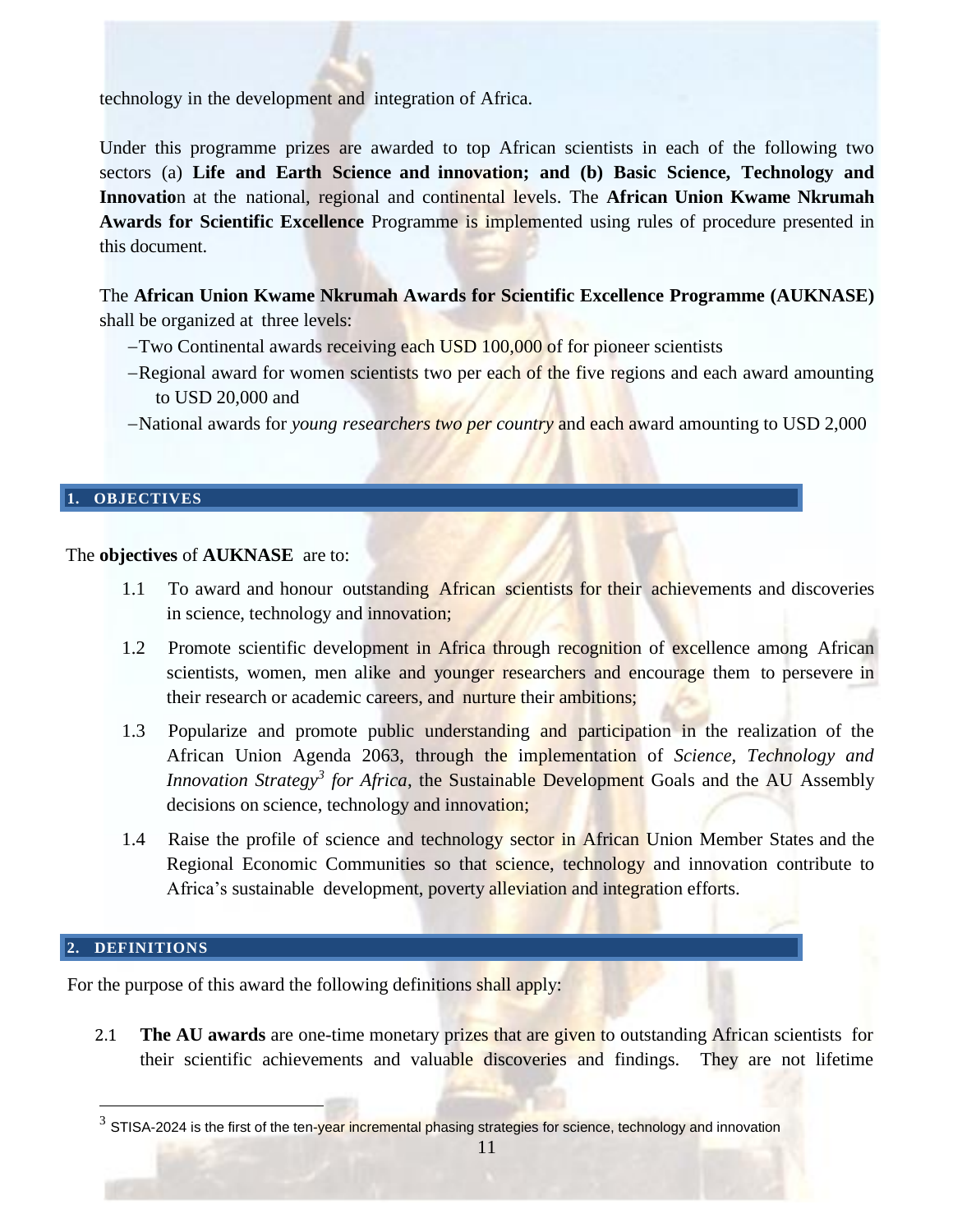technology in the development and integration of Africa.

Under this programme prizes are awarded to top African scientists in each of the following two sectors (a) **Life and Earth Science and innovation; and (b) Basic Science, Technology and Innovatio**n at the national, regional and continental levels. The **African Union Kwame Nkrumah Awards for Scientific Excellence** Programme is implemented using rules of procedure presented in this document.

The **African Union Kwame Nkrumah Awards for Scientific Excellence Programme (AUKNASE)** shall be organized at three levels:

- Two Continental awards receiving each USD 100,000 of for pioneer scientists
- Regional award for women scientists two per each of the five regions and each award amounting to USD 20,000 and
- National awards for *young researchers two per country* and each award amounting to USD 2,000

## 1. OBJECTIVES

The **objectives** of **AUKNASE** are to:

1.1 To award and honour outstanding African scientists for their achievements and discoveries in science, technology and innovation;

1.2 Promote scientific development in Africa through recognition of excellence among African scientists, women, men alike and younger researchers and encourage them to persevere in their research or academic careers, and nurture their ambitions;

1.3 Popularize and promote public understanding and participation in the realization of the African Union Agenda 2063, through the implementation of *Science, Technology and Innovation Strategy*[3] *for Africa*, the Sustainable Development Goals and the AU Assembly decisions on science, technology and innovation;

1.4 Raise the profile of science and technology sector in African Union Member States and the Regional Economic Communities so that science, technology and innovation contribute to Africa's sustainable development, poverty alleviation and integration efforts.

## 2. DEFINITIONS

For the purpose of this award the following definitions shall apply:

2.1 **The AU awards** are one-time monetary prizes that are given to outstanding African scientists for their scientific achievements and valuable discoveries and findings. They are not lifetime

[3] STISA-2024 is the first of the ten-year incremental phasing strategies for science, technology and innovation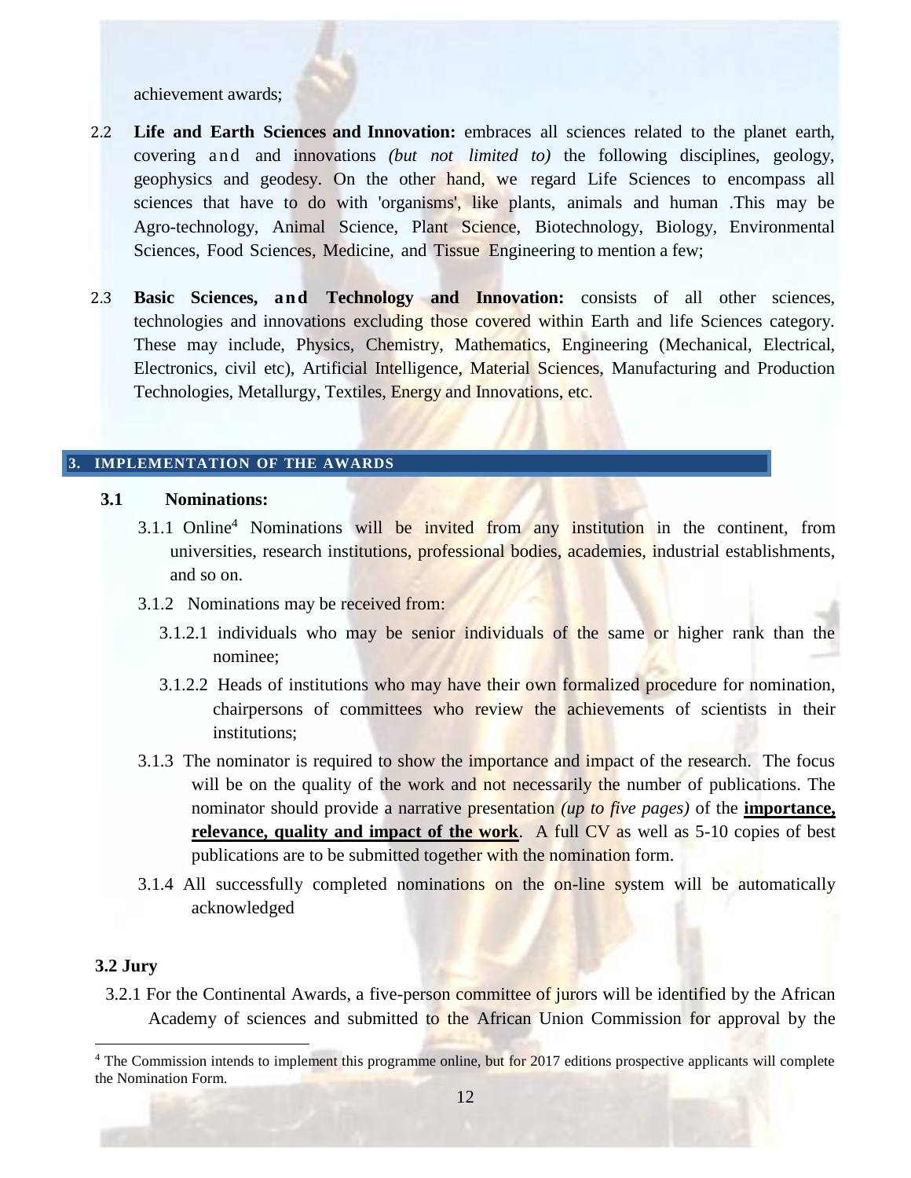achievement awards;

2.2 **Life and Earth Sciences and Innovation:** embraces all sciences related to the planet earth, covering and and innovations *(but not limited to)* the following disciplines, geology, geophysics and geodesy. On the other hand, we regard Life Sciences to encompass all sciences that have to do with 'organisms', like plants, animals and human .This may be Agro-technology, Animal Science, Plant Science, Biotechnology, Biology, Environmental Sciences, Food Sciences, Medicine, and Tissue Engineering to mention a few;

2.3 **Basic Sciences, and Technology and Innovation:** consists of all other sciences, technologies and innovations excluding those covered within Earth and life Sciences category. These may include, Physics, Chemistry, Mathematics, Engineering (Mechanical, Electrical, Electronics, civil etc), Artificial Intelligence, Material Sciences, Manufacturing and Production Technologies, Metallurgy, Textiles, Energy and Innovations, etc.

## 3. IMPLEMENTATION OF THE AWARDS

### 3.1 Nominations:

3.1.1 Online[4] Nominations will be invited from any institution in the continent, from universities, research institutions, professional bodies, academies, industrial establishments, and so on.

3.1.2 Nominations may be received from:

3.1.2.1 individuals who may be senior individuals of the same or higher rank than the nominee;

3.1.2.2 Heads of institutions who may have their own formalized procedure for nomination, chairpersons of committees who review the achievements of scientists in their institutions;

3.1.3 The nominator is required to show the importance and impact of the research. The focus will be on the quality of the work and not necessarily the number of publications. The nominator should provide a narrative presentation *(up to five pages)* of the **importance, relevance, quality and impact of the work**. A full CV as well as 5-10 copies of best publications are to be submitted together with the nomination form.

3.1.4 All successfully completed nominations on the on-line system will be automatically acknowledged

### 3.2 Jury

3.2.1 For the Continental Awards, a five-person committee of jurors will be identified by the African Academy of sciences and submitted to the African Union Commission for approval by the

[4] The Commission intends to implement this programme online, but for 2017 editions prospective applicants will complete the Nomination Form.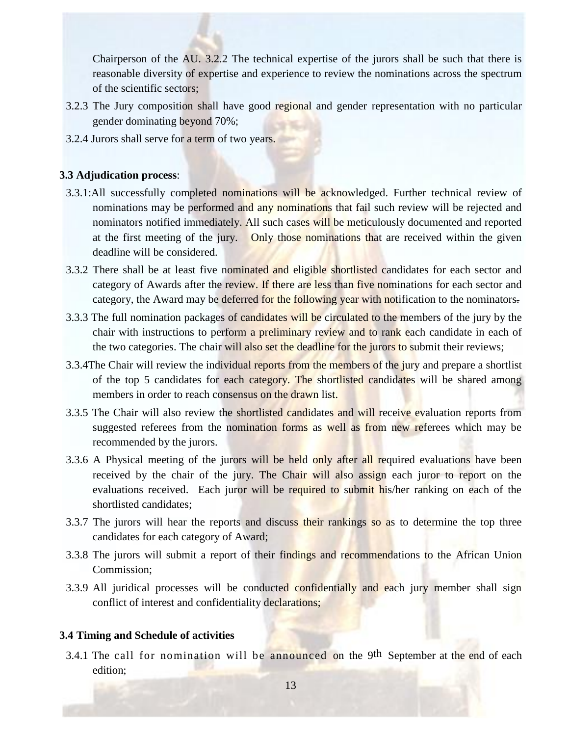Chairperson of the AU. 3.2.2 The technical expertise of the jurors shall be such that there is reasonable diversity of expertise and experience to review the nominations across the spectrum of the scientific sectors;

3.2.3 The Jury composition shall have good regional and gender representation with no particular gender dominating beyond 70%;

3.2.4 Jurors shall serve for a term of two years.

**3.3 Adjudication process**:

3.3.1:All successfully completed nominations will be acknowledged. Further technical review of nominations may be performed and any nominations that fail such review will be rejected and nominators notified immediately. All such cases will be meticulously documented and reported at the first meeting of the jury. Only those nominations that are received within the given deadline will be considered.

3.3.2 There shall be at least five nominated and eligible shortlisted candidates for each sector and category of Awards after the review. If there are less than five nominations for each sector and category, the Award may be deferred for the following year with notification to the nominators.

3.3.3 The full nomination packages of candidates will be circulated to the members of the jury by the chair with instructions to perform a preliminary review and to rank each candidate in each of the two categories. The chair will also set the deadline for the jurors to submit their reviews;

3.3.4The Chair will review the individual reports from the members of the jury and prepare a shortlist of the top 5 candidates for each category. The shortlisted candidates will be shared among members in order to reach consensus on the drawn list.

3.3.5 The Chair will also review the shortlisted candidates and will receive evaluation reports from suggested referees from the nomination forms as well as from new referees which may be recommended by the jurors.

3.3.6 A Physical meeting of the jurors will be held only after all required evaluations have been received by the chair of the jury. The Chair will also assign each juror to report on the evaluations received. Each juror will be required to submit his/her ranking on each of the shortlisted candidates;

3.3.7 The jurors will hear the reports and discuss their rankings so as to determine the top three candidates for each category of Award;

3.3.8 The jurors will submit a report of their findings and recommendations to the African Union Commission;

3.3.9 All juridical processes will be conducted confidentially and each jury member shall sign conflict of interest and confidentiality declarations;

**3.4 Timing and Schedule of activities**

3.4.1 The call for nomination will be announced on the 9th September at the end of each edition;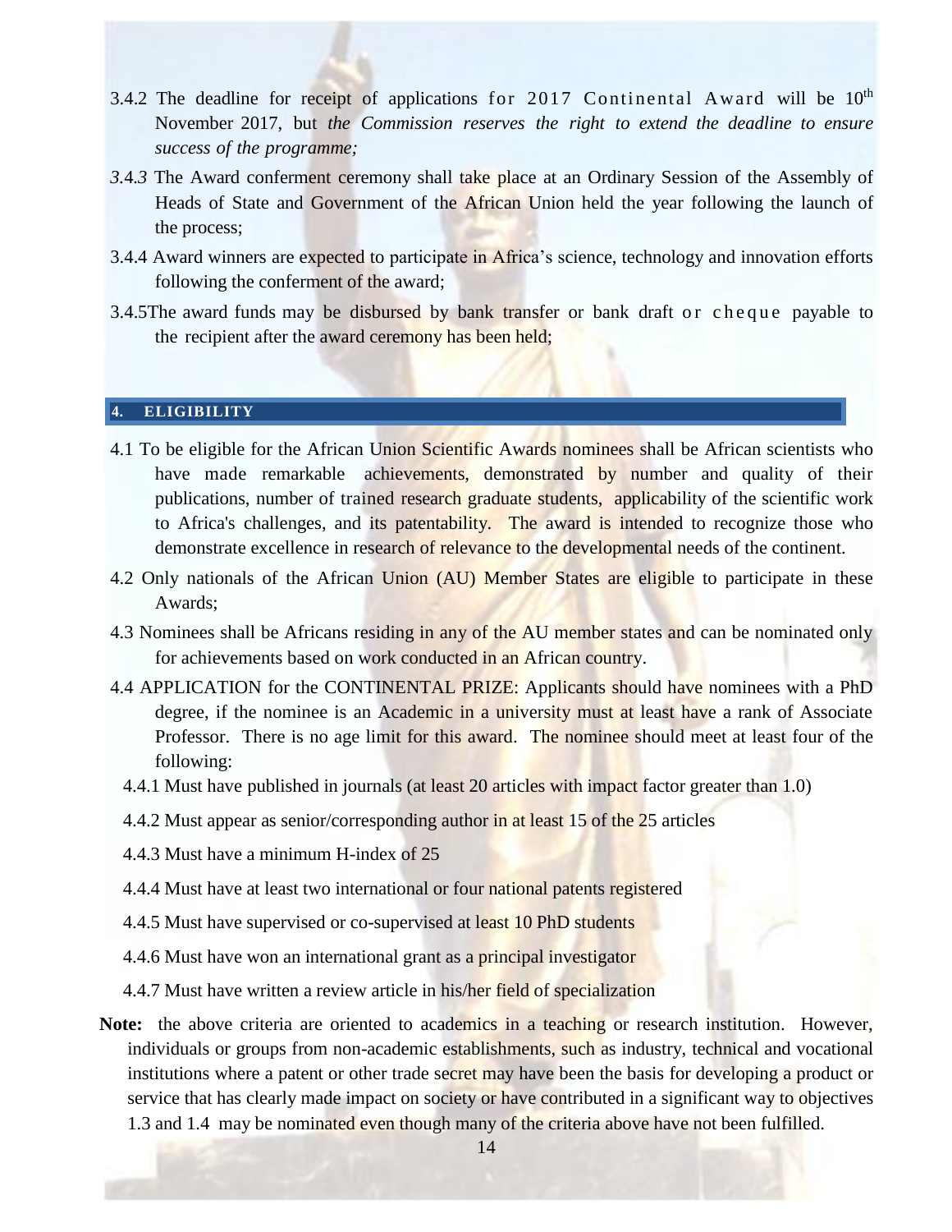3.4.2 The deadline for receipt of applications for 2017 Continental Award will be 10th November 2017, but *the Commission reserves the right to extend the deadline to ensure success of the programme;*

*3.4.3* The Award conferment ceremony shall take place at an Ordinary Session of the Assembly of Heads of State and Government of the African Union held the year following the launch of the process;

3.4.4 Award winners are expected to participate in Africa's science, technology and innovation efforts following the conferment of the award;

3.4.5The award funds may be disbursed by bank transfer or bank draft or cheque payable to the recipient after the award ceremony has been held;

## 4. ELIGIBILITY

4.1 To be eligible for the African Union Scientific Awards nominees shall be African scientists who have made remarkable achievements, demonstrated by number and quality of their publications, number of trained research graduate students, applicability of the scientific work to Africa's challenges, and its patentability. The award is intended to recognize those who demonstrate excellence in research of relevance to the developmental needs of the continent.

4.2 Only nationals of the African Union (AU) Member States are eligible to participate in these Awards;

4.3 Nominees shall be Africans residing in any of the AU member states and can be nominated only for achievements based on work conducted in an African country.

4.4 APPLICATION for the CONTINENTAL PRIZE: Applicants should have nominees with a PhD degree, if the nominee is an Academic in a university must at least have a rank of Associate Professor. There is no age limit for this award. The nominee should meet at least four of the following:

4.4.1 Must have published in journals (at least 20 articles with impact factor greater than 1.0)

4.4.2 Must appear as senior/corresponding author in at least 15 of the 25 articles

4.4.3 Must have a minimum H-index of 25

4.4.4 Must have at least two international or four national patents registered

4.4.5 Must have supervised or co-supervised at least 10 PhD students

4.4.6 Must have won an international grant as a principal investigator

4.4.7 Must have written a review article in his/her field of specialization

**Note:** the above criteria are oriented to academics in a teaching or research institution. However, individuals or groups from non-academic establishments, such as industry, technical and vocational institutions where a patent or other trade secret may have been the basis for developing a product or service that has clearly made impact on society or have contributed in a significant way to objectives 1.3 and 1.4 may be nominated even though many of the criteria above have not been fulfilled.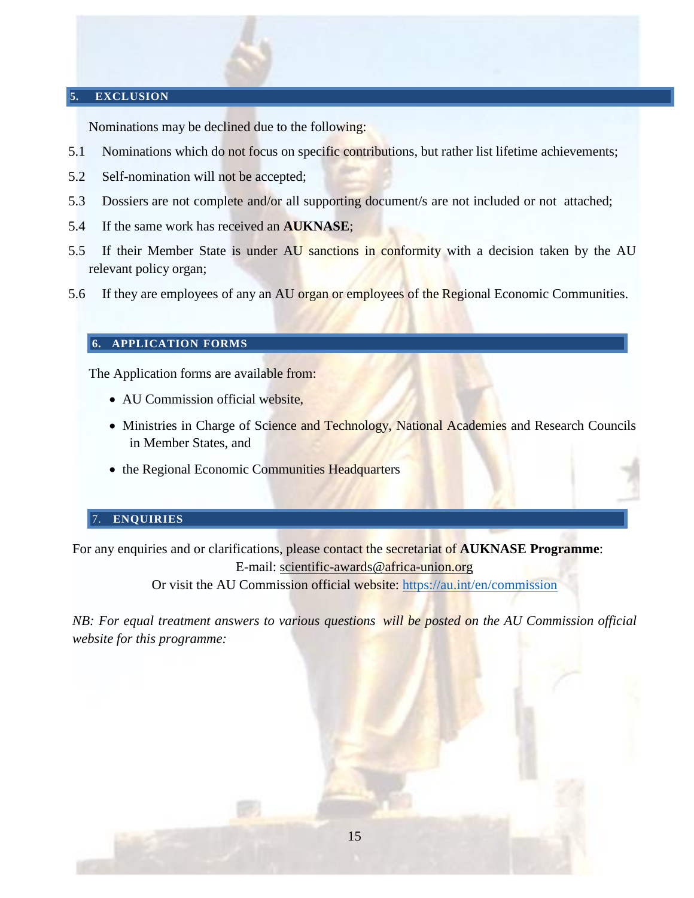## 5. EXCLUSION

Nominations may be declined due to the following:

5.1 Nominations which do not focus on specific contributions, but rather list lifetime achievements;

5.2 Self-nomination will not be accepted;

5.3 Dossiers are not complete and/or all supporting document/s are not included or not attached;

5.4 If the same work has received an **AUKNASE**;

5.5 If their Member State is under AU sanctions in conformity with a decision taken by the AU relevant policy organ;

5.6 If they are employees of any an AU organ or employees of the Regional Economic Communities.

## 6. APPLICATION FORMS

The Application forms are available from:

- AU Commission official website,
- Ministries in Charge of Science and Technology, National Academies and Research Councils in Member States, and
- the Regional Economic Communities Headquarters

## 7. ENQUIRIES

For any enquiries and or clarifications, please contact the secretariat of **AUKNASE Programme**:

E-mail: scientific-awards@africa-union.org

Or visit the AU Commission official website: https://au.int/en/commission

*NB: For equal treatment answers to various questions will be posted on the AU Commission official website for this programme:*